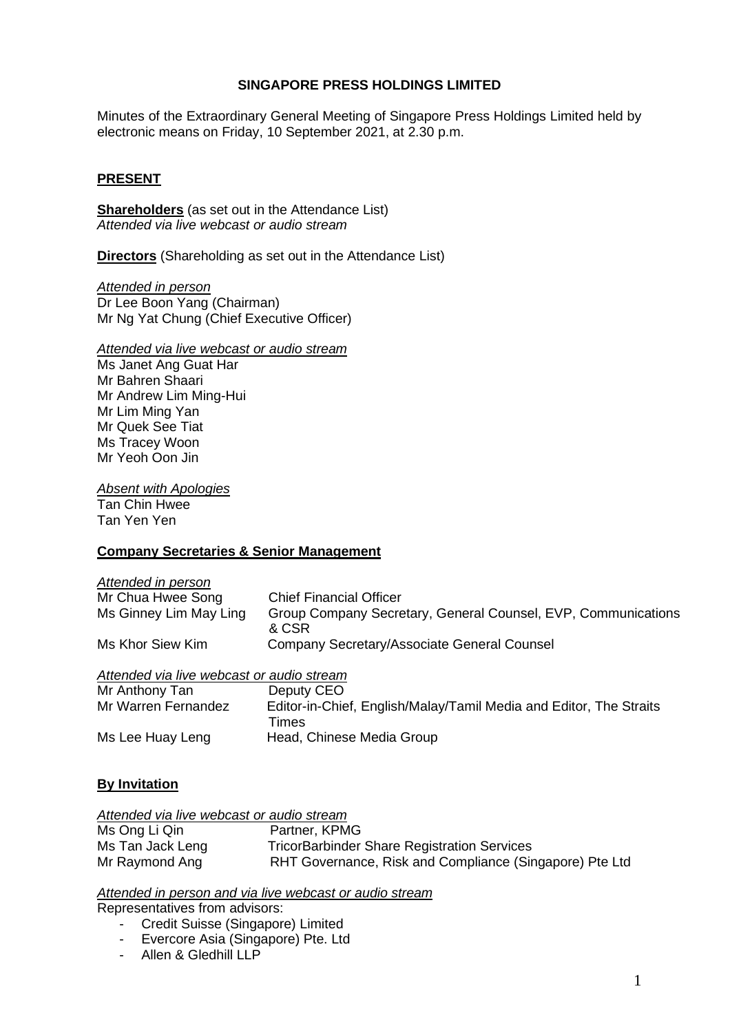**SINGAPORE PRESS HOLDINGS LIMITED**

Minutes of the Extraordinary General Meeting of Singapore Press Holdings Limited held by electronic means on Friday, 10 September 2021, at 2.30 p.m.

## **PRESENT**

**Shareholders** (as set out in the Attendance List)
*Attended via live webcast or audio stream*

**Directors** (Shareholding as set out in the Attendance List)

*Attended in person*
Dr Lee Boon Yang (Chairman)
Mr Ng Yat Chung (Chief Executive Officer)

*Attended via live webcast or audio stream*
Ms Janet Ang Guat Har
Mr Bahren Shaari
Mr Andrew Lim Ming-Hui
Mr Lim Ming Yan
Mr Quek See Tiat
Ms Tracey Woon
Mr Yeoh Oon Jin

*Absent with Apologies*
Tan Chin Hwee
Tan Yen Yen

**Company Secretaries & Senior Management**

*Attended in person*

| | |
|---|---|
| Mr Chua Hwee Song | Chief Financial Officer |
| Ms Ginney Lim May Ling | Group Company Secretary, General Counsel, EVP, Communications & CSR |
| Ms Khor Siew Kim | Company Secretary/Associate General Counsel |

*Attended via live webcast or audio stream*

| | |
|---|---|
| Mr Anthony Tan | Deputy CEO |
| Mr Warren Fernandez | Editor-in-Chief, English/Malay/Tamil Media and Editor, The Straits Times |
| Ms Lee Huay Leng | Head, Chinese Media Group |

## **By Invitation**

*Attended via live webcast or audio stream*

| | |
|---|---|
| Ms Ong Li Qin | Partner, KPMG |
| Ms Tan Jack Leng | TricorBarbinder Share Registration Services |
| Mr Raymond Ang | RHT Governance, Risk and Compliance (Singapore) Pte Ltd |

*Attended in person and via live webcast or audio stream*
Representatives from advisors:

- Credit Suisse (Singapore) Limited
- Evercore Asia (Singapore) Pte. Ltd
- Allen & Gledhill LLP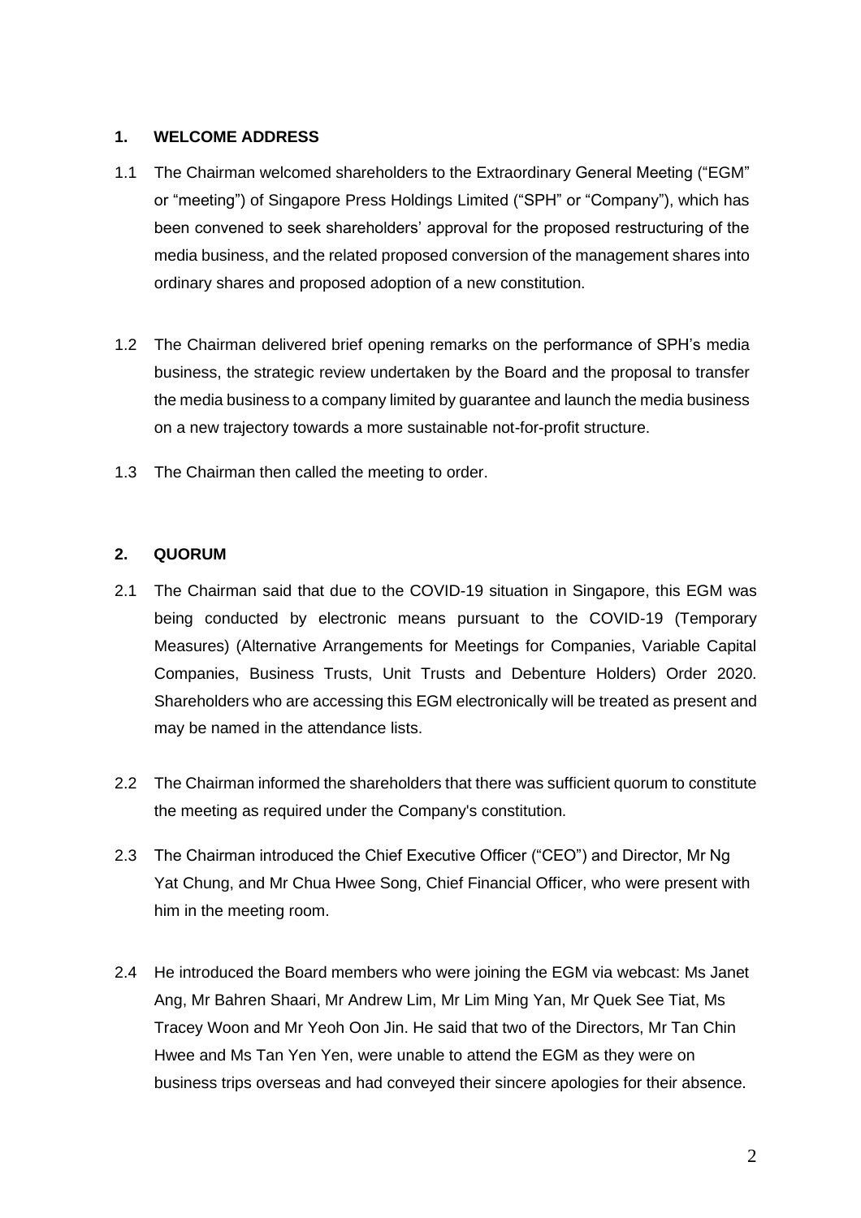## 1. WELCOME ADDRESS

1.1 The Chairman welcomed shareholders to the Extraordinary General Meeting ("EGM" or "meeting") of Singapore Press Holdings Limited ("SPH" or "Company"), which has been convened to seek shareholders' approval for the proposed restructuring of the media business, and the related proposed conversion of the management shares into ordinary shares and proposed adoption of a new constitution.

1.2 The Chairman delivered brief opening remarks on the performance of SPH's media business, the strategic review undertaken by the Board and the proposal to transfer the media business to a company limited by guarantee and launch the media business on a new trajectory towards a more sustainable not-for-profit structure.

1.3 The Chairman then called the meeting to order.

## 2. QUORUM

2.1 The Chairman said that due to the COVID-19 situation in Singapore, this EGM was being conducted by electronic means pursuant to the COVID-19 (Temporary Measures) (Alternative Arrangements for Meetings for Companies, Variable Capital Companies, Business Trusts, Unit Trusts and Debenture Holders) Order 2020. Shareholders who are accessing this EGM electronically will be treated as present and may be named in the attendance lists.

2.2 The Chairman informed the shareholders that there was sufficient quorum to constitute the meeting as required under the Company's constitution.

2.3 The Chairman introduced the Chief Executive Officer ("CEO") and Director, Mr Ng Yat Chung, and Mr Chua Hwee Song, Chief Financial Officer, who were present with him in the meeting room.

2.4 He introduced the Board members who were joining the EGM via webcast: Ms Janet Ang, Mr Bahren Shaari, Mr Andrew Lim, Mr Lim Ming Yan, Mr Quek See Tiat, Ms Tracey Woon and Mr Yeoh Oon Jin. He said that two of the Directors, Mr Tan Chin Hwee and Ms Tan Yen Yen, were unable to attend the EGM as they were on business trips overseas and had conveyed their sincere apologies for their absence.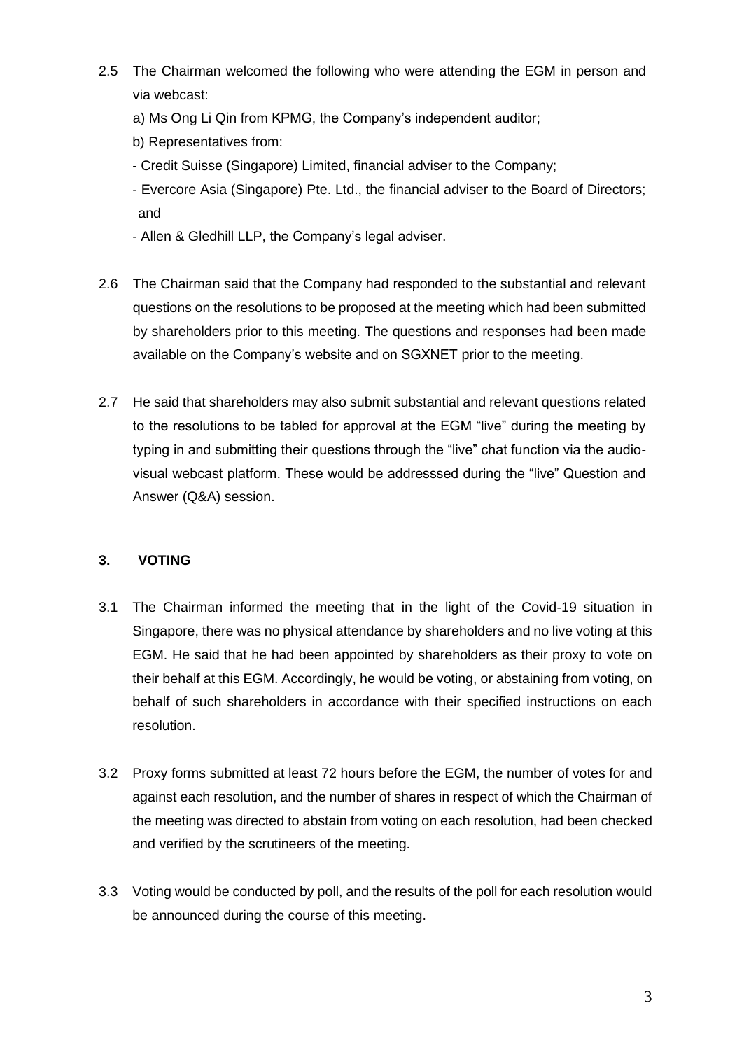2.5 The Chairman welcomed the following who were attending the EGM in person and via webcast:

a) Ms Ong Li Qin from KPMG, the Company's independent auditor;

b) Representatives from:

- Credit Suisse (Singapore) Limited, financial adviser to the Company;
- Evercore Asia (Singapore) Pte. Ltd., the financial adviser to the Board of Directors; and
- Allen & Gledhill LLP, the Company's legal adviser.

2.6 The Chairman said that the Company had responded to the substantial and relevant questions on the resolutions to be proposed at the meeting which had been submitted by shareholders prior to this meeting. The questions and responses had been made available on the Company's website and on SGXNET prior to the meeting.

2.7 He said that shareholders may also submit substantial and relevant questions related to the resolutions to be tabled for approval at the EGM "live" during the meeting by typing in and submitting their questions through the "live" chat function via the audio-visual webcast platform. These would be addresssed during the "live" Question and Answer (Q&A) session.

## 3. VOTING

3.1 The Chairman informed the meeting that in the light of the Covid-19 situation in Singapore, there was no physical attendance by shareholders and no live voting at this EGM. He said that he had been appointed by shareholders as their proxy to vote on their behalf at this EGM. Accordingly, he would be voting, or abstaining from voting, on behalf of such shareholders in accordance with their specified instructions on each resolution.

3.2 Proxy forms submitted at least 72 hours before the EGM, the number of votes for and against each resolution, and the number of shares in respect of which the Chairman of the meeting was directed to abstain from voting on each resolution, had been checked and verified by the scrutineers of the meeting.

3.3 Voting would be conducted by poll, and the results of the poll for each resolution would be announced during the course of this meeting.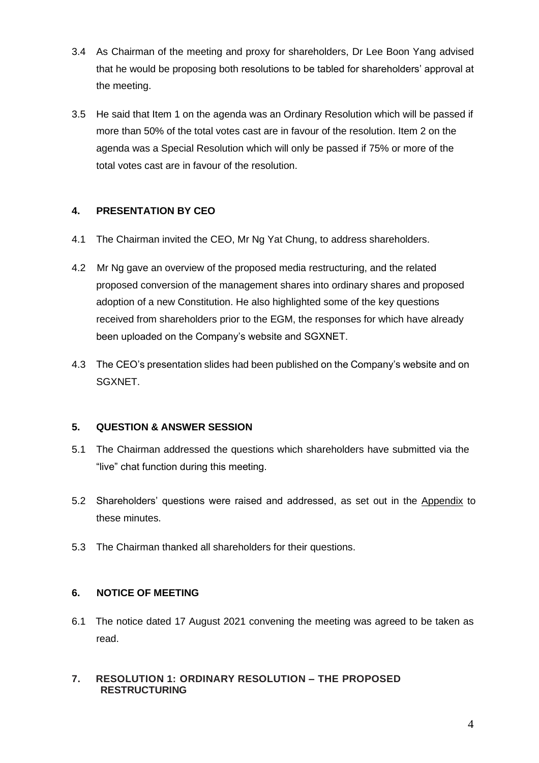3.4 As Chairman of the meeting and proxy for shareholders, Dr Lee Boon Yang advised that he would be proposing both resolutions to be tabled for shareholders' approval at the meeting.

3.5 He said that Item 1 on the agenda was an Ordinary Resolution which will be passed if more than 50% of the total votes cast are in favour of the resolution. Item 2 on the agenda was a Special Resolution which will only be passed if 75% or more of the total votes cast are in favour of the resolution.

## 4. PRESENTATION BY CEO

4.1 The Chairman invited the CEO, Mr Ng Yat Chung, to address shareholders.

4.2 Mr Ng gave an overview of the proposed media restructuring, and the related proposed conversion of the management shares into ordinary shares and proposed adoption of a new Constitution. He also highlighted some of the key questions received from shareholders prior to the EGM, the responses for which have already been uploaded on the Company's website and SGXNET.

4.3 The CEO's presentation slides had been published on the Company's website and on SGXNET.

## 5. QUESTION & ANSWER SESSION

5.1 The Chairman addressed the questions which shareholders have submitted via the "live" chat function during this meeting.

5.2 Shareholders' questions were raised and addressed, as set out in the Appendix to these minutes.

5.3 The Chairman thanked all shareholders for their questions.

## 6. NOTICE OF MEETING

6.1 The notice dated 17 August 2021 convening the meeting was agreed to be taken as read.

## 7. RESOLUTION 1: ORDINARY RESOLUTION – THE PROPOSED RESTRUCTURING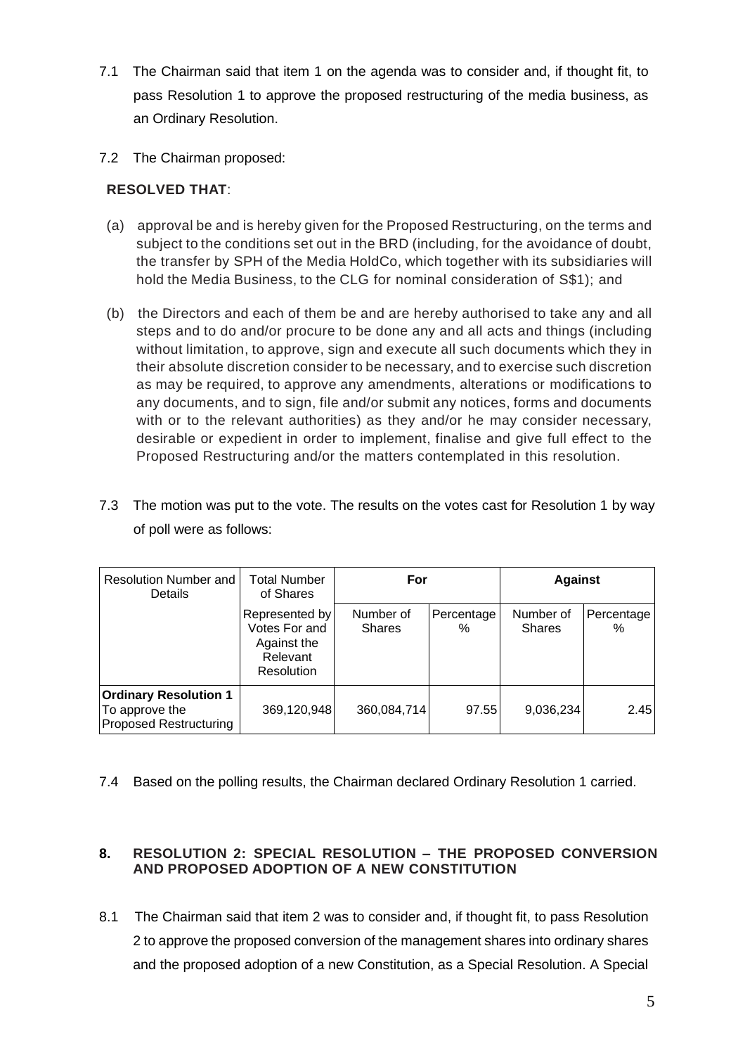7.1 The Chairman said that item 1 on the agenda was to consider and, if thought fit, to pass Resolution 1 to approve the proposed restructuring of the media business, as an Ordinary Resolution.

7.2 The Chairman proposed:

**RESOLVED THAT**:

(a) approval be and is hereby given for the Proposed Restructuring, on the terms and subject to the conditions set out in the BRD (including, for the avoidance of doubt, the transfer by SPH of the Media HoldCo, which together with its subsidiaries will hold the Media Business, to the CLG for nominal consideration of S$1); and

(b) the Directors and each of them be and are hereby authorised to take any and all steps and to do and/or procure to be done any and all acts and things (including without limitation, to approve, sign and execute all such documents which they in their absolute discretion consider to be necessary, and to exercise such discretion as may be required, to approve any amendments, alterations or modifications to any documents, and to sign, file and/or submit any notices, forms and documents with or to the relevant authorities) as they and/or he may consider necessary, desirable or expedient in order to implement, finalise and give full effect to the Proposed Restructuring and/or the matters contemplated in this resolution.

7.3 The motion was put to the vote. The results on the votes cast for Resolution 1 by way of poll were as follows:

| Resolution Number and Details | Total Number of Shares | For | | Against | |
|---|---|---|---|---|---|
| | Represented by Votes For and Against the Relevant Resolution | Number of Shares | Percentage % | Number of Shares | Percentage % |
| **Ordinary Resolution 1** To approve the Proposed Restructuring | 369,120,948 | 360,084,714 | 97.55 | 9,036,234 | 2.45 |

7.4 Based on the polling results, the Chairman declared Ordinary Resolution 1 carried.

## 8. RESOLUTION 2: SPECIAL RESOLUTION – THE PROPOSED CONVERSION AND PROPOSED ADOPTION OF A NEW CONSTITUTION

8.1 The Chairman said that item 2 was to consider and, if thought fit, to pass Resolution 2 to approve the proposed conversion of the management shares into ordinary shares and the proposed adoption of a new Constitution, as a Special Resolution. A Special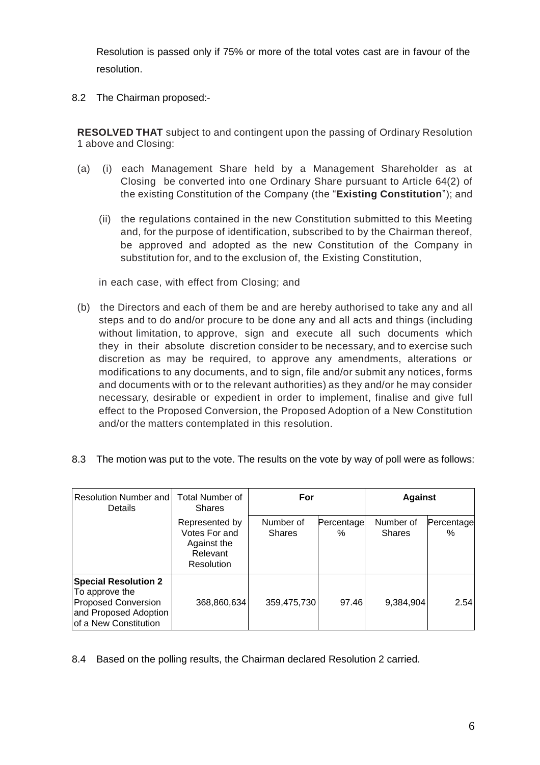Resolution is passed only if 75% or more of the total votes cast are in favour of the resolution.

8.2 The Chairman proposed:-

**RESOLVED THAT** subject to and contingent upon the passing of Ordinary Resolution 1 above and Closing:

(a) (i) each Management Share held by a Management Shareholder as at Closing be converted into one Ordinary Share pursuant to Article 64(2) of the existing Constitution of the Company (the "**Existing Constitution**"); and

(ii) the regulations contained in the new Constitution submitted to this Meeting and, for the purpose of identification, subscribed to by the Chairman thereof, be approved and adopted as the new Constitution of the Company in substitution for, and to the exclusion of, the Existing Constitution,

in each case, with effect from Closing; and

(b) the Directors and each of them be and are hereby authorised to take any and all steps and to do and/or procure to be done any and all acts and things (including without limitation, to approve, sign and execute all such documents which they in their absolute discretion consider to be necessary, and to exercise such discretion as may be required, to approve any amendments, alterations or modifications to any documents, and to sign, file and/or submit any notices, forms and documents with or to the relevant authorities) as they and/or he may consider necessary, desirable or expedient in order to implement, finalise and give full effect to the Proposed Conversion, the Proposed Adoption of a New Constitution and/or the matters contemplated in this resolution.

8.3 The motion was put to the vote. The results on the vote by way of poll were as follows:

| Resolution Number and Details | Total Number of Shares | **For** | | **Against** | |
|---|---|---|---|---|---|
| | Represented by Votes For and Against the Relevant Resolution | Number of Shares | Percentage % | Number of Shares | Percentage % |
| **Special Resolution 2** To approve the Proposed Conversion and Proposed Adoption of a New Constitution | 368,860,634 | 359,475,730 | 97.46 | 9,384,904 | 2.54 |

8.4 Based on the polling results, the Chairman declared Resolution 2 carried.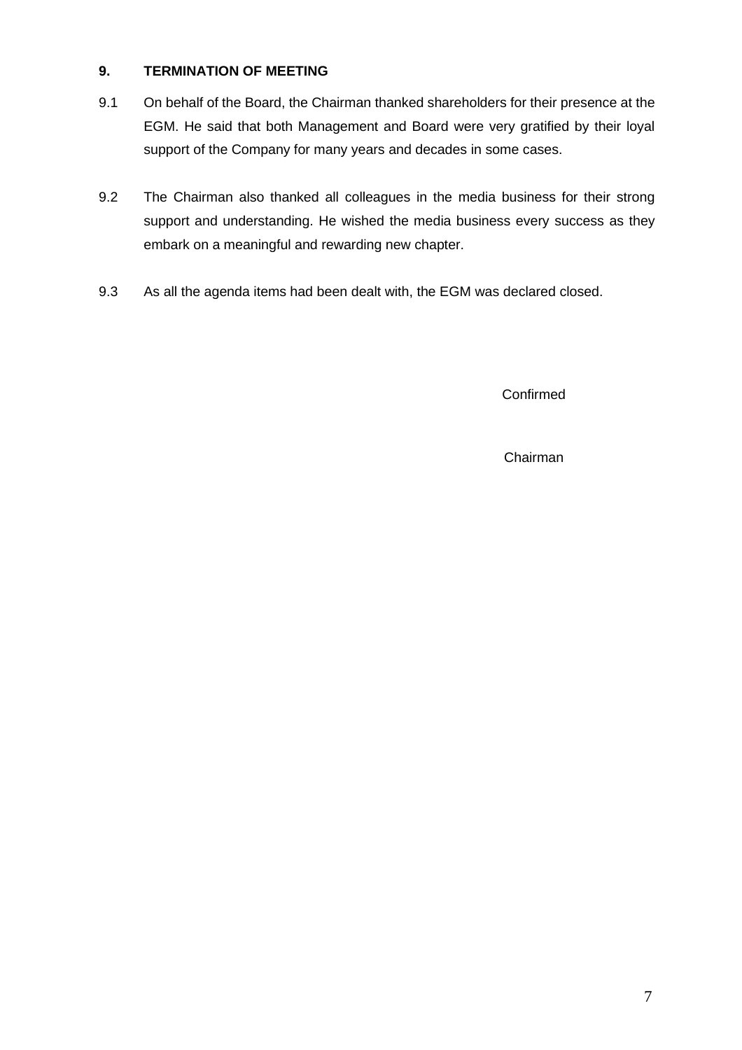## 9. TERMINATION OF MEETING

9.1 On behalf of the Board, the Chairman thanked shareholders for their presence at the EGM. He said that both Management and Board were very gratified by their loyal support of the Company for many years and decades in some cases.

9.2 The Chairman also thanked all colleagues in the media business for their strong support and understanding. He wished the media business every success as they embark on a meaningful and rewarding new chapter.

9.3 As all the agenda items had been dealt with, the EGM was declared closed.

Confirmed

Chairman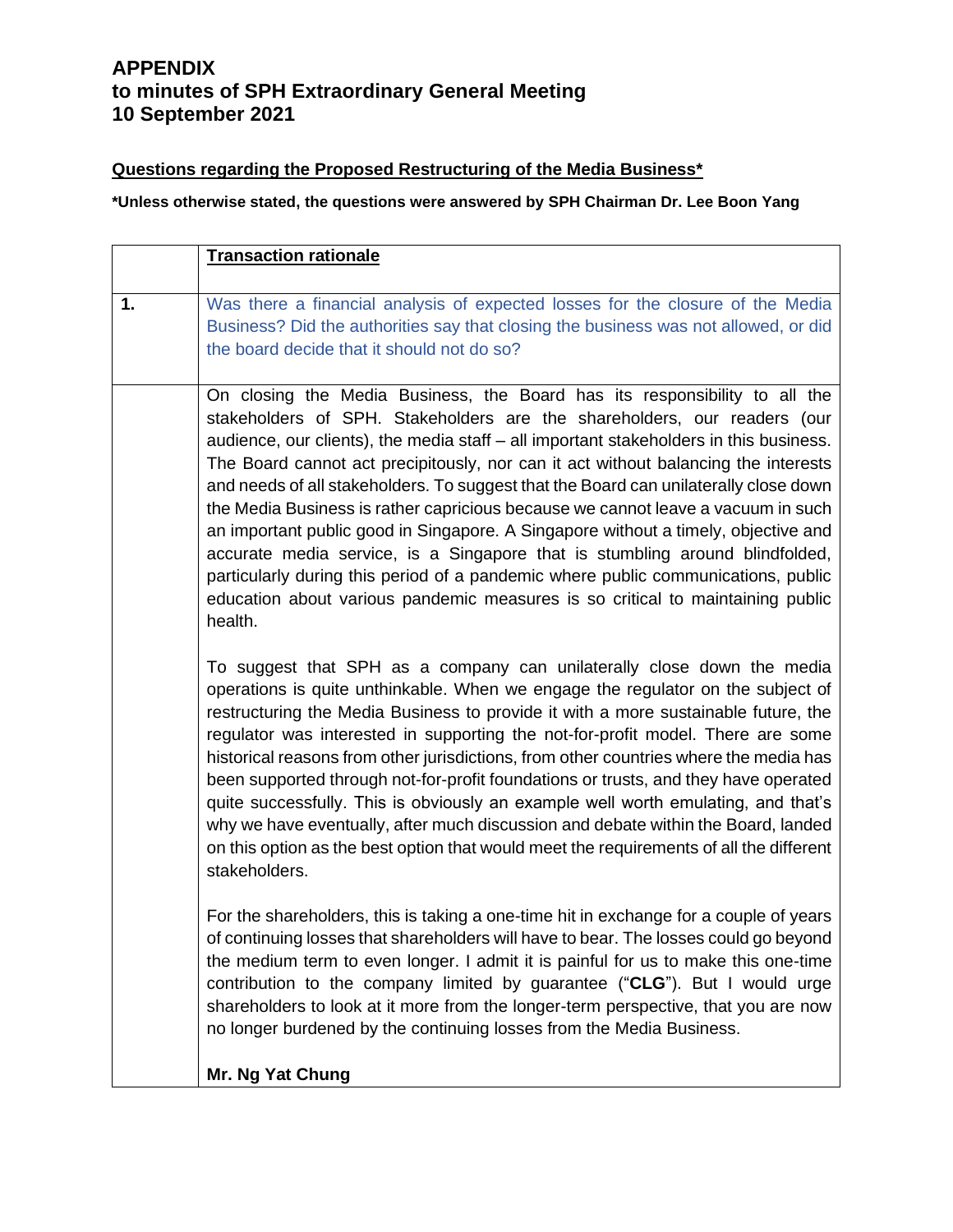# APPENDIX
# to minutes of SPH Extraordinary General Meeting
# 10 September 2021

**Questions regarding the Proposed Restructuring of the Media Business***

***Unless otherwise stated, the questions were answered by SPH Chairman Dr. Lee Boon Yang**

| | **Transaction rationale** |
|---|---|
| **1.** | Was there a financial analysis of expected losses for the closure of the Media Business? Did the authorities say that closing the business was not allowed, or did the board decide that it should not do so? |
| | On closing the Media Business, the Board has its responsibility to all the stakeholders of SPH. Stakeholders are the shareholders, our readers (our audience, our clients), the media staff – all important stakeholders in this business. The Board cannot act precipitously, nor can it act without balancing the interests and needs of all stakeholders. To suggest that the Board can unilaterally close down the Media Business is rather capricious because we cannot leave a vacuum in such an important public good in Singapore. A Singapore without a timely, objective and accurate media service, is a Singapore that is stumbling around blindfolded, particularly during this period of a pandemic where public communications, public education about various pandemic measures is so critical to maintaining public health.<br><br>To suggest that SPH as a company can unilaterally close down the media operations is quite unthinkable. When we engage the regulator on the subject of restructuring the Media Business to provide it with a more sustainable future, the regulator was interested in supporting the not-for-profit model. There are some historical reasons from other jurisdictions, from other countries where the media has been supported through not-for-profit foundations or trusts, and they have operated quite successfully. This is obviously an example well worth emulating, and that's why we have eventually, after much discussion and debate within the Board, landed on this option as the best option that would meet the requirements of all the different stakeholders.<br><br>For the shareholders, this is taking a one-time hit in exchange for a couple of years of continuing losses that shareholders will have to bear. The losses could go beyond the medium term to even longer. I admit it is painful for us to make this one-time contribution to the company limited by guarantee ("**CLG**"). But I would urge shareholders to look at it more from the longer-term perspective, that you are now no longer burdened by the continuing losses from the Media Business.<br><br>**Mr. Ng Yat Chung** |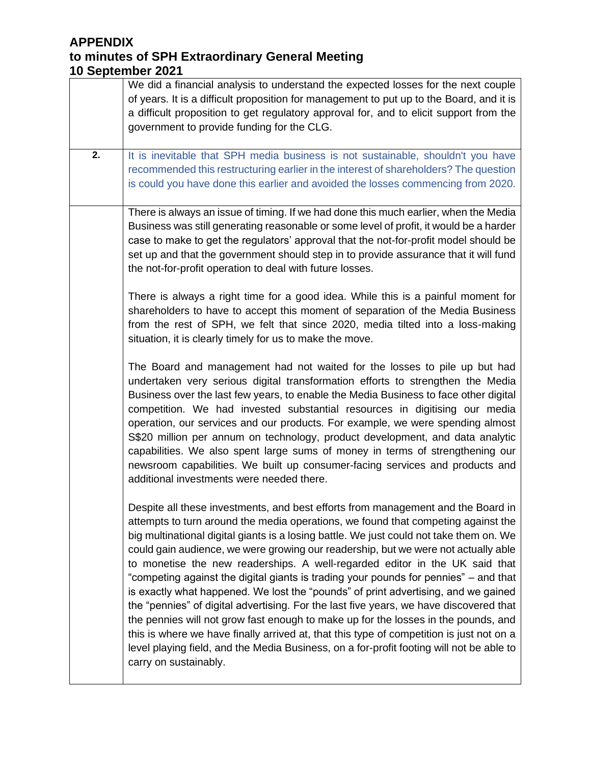# APPENDIX
## to minutes of SPH Extraordinary General Meeting
## 10 September 2021

| | |
|---|---|
| | We did a financial analysis to understand the expected losses for the next couple of years. It is a difficult proposition for management to put up to the Board, and it is a difficult proposition to get regulatory approval for, and to elicit support from the government to provide funding for the CLG. |
| **2.** | It is inevitable that SPH media business is not sustainable, shouldn't you have recommended this restructuring earlier in the interest of shareholders? The question is could you have done this earlier and avoided the losses commencing from 2020. |
| | There is always an issue of timing. If we had done this much earlier, when the Media Business was still generating reasonable or some level of profit, it would be a harder case to make to get the regulators' approval that the not-for-profit model should be set up and that the government should step in to provide assurance that it will fund the not-for-profit operation to deal with future losses.<br><br>There is always a right time for a good idea. While this is a painful moment for shareholders to have to accept this moment of separation of the Media Business from the rest of SPH, we felt that since 2020, media tilted into a loss-making situation, it is clearly timely for us to make the move.<br><br>The Board and management had not waited for the losses to pile up but had undertaken very serious digital transformation efforts to strengthen the Media Business over the last few years, to enable the Media Business to face other digital competition. We had invested substantial resources in digitising our media operation, our services and our products. For example, we were spending almost S$20 million per annum on technology, product development, and data analytic capabilities. We also spent large sums of money in terms of strengthening our newsroom capabilities. We built up consumer-facing services and products and additional investments were needed there.<br><br>Despite all these investments, and best efforts from management and the Board in attempts to turn around the media operations, we found that competing against the big multinational digital giants is a losing battle. We just could not take them on. We could gain audience, we were growing our readership, but we were not actually able to monetise the new readerships. A well-regarded editor in the UK said that "competing against the digital giants is trading your pounds for pennies" – and that is exactly what happened. We lost the "pounds" of print advertising, and we gained the "pennies" of digital advertising. For the last five years, we have discovered that the pennies will not grow fast enough to make up for the losses in the pounds, and this is where we have finally arrived at, that this type of competition is just not on a level playing field, and the Media Business, on a for-profit footing will not be able to carry on sustainably. |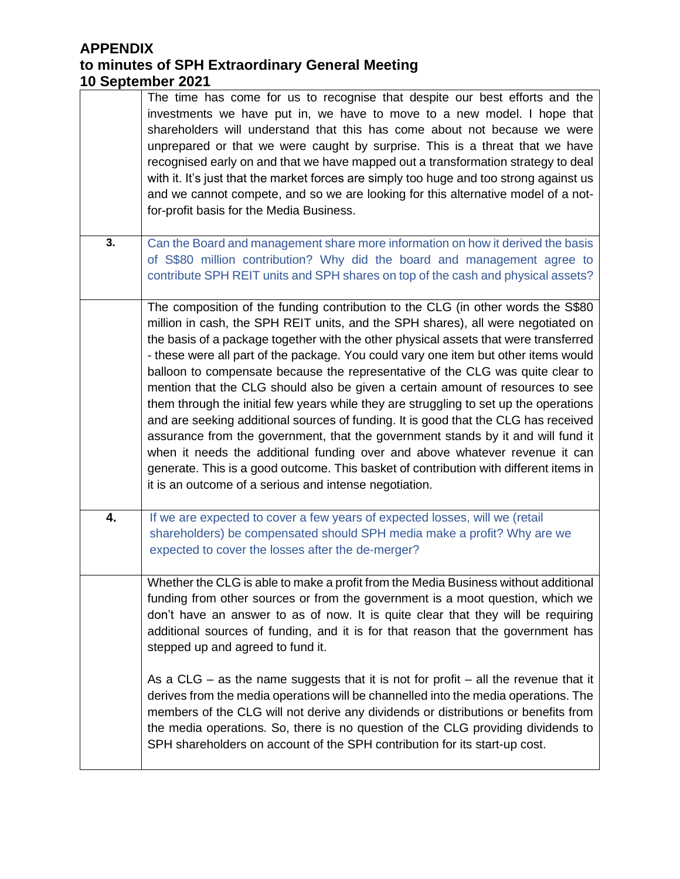# APPENDIX
## to minutes of SPH Extraordinary General Meeting
## 10 September 2021

| | |
|---|---|
| | The time has come for us to recognise that despite our best efforts and the investments we have put in, we have to move to a new model. I hope that shareholders will understand that this has come about not because we were unprepared or that we were caught by surprise. This is a threat that we have recognised early on and that we have mapped out a transformation strategy to deal with it. It's just that the market forces are simply too huge and too strong against us and we cannot compete, and so we are looking for this alternative model of a not-for-profit basis for the Media Business. |
| **3.** | Can the Board and management share more information on how it derived the basis of S$80 million contribution? Why did the board and management agree to contribute SPH REIT units and SPH shares on top of the cash and physical assets? |
| | The composition of the funding contribution to the CLG (in other words the S$80 million in cash, the SPH REIT units, and the SPH shares), all were negotiated on the basis of a package together with the other physical assets that were transferred - these were all part of the package. You could vary one item but other items would balloon to compensate because the representative of the CLG was quite clear to mention that the CLG should also be given a certain amount of resources to see them through the initial few years while they are struggling to set up the operations and are seeking additional sources of funding. It is good that the CLG has received assurance from the government, that the government stands by it and will fund it when it needs the additional funding over and above whatever revenue it can generate. This is a good outcome. This basket of contribution with different items in it is an outcome of a serious and intense negotiation. |
| **4.** | If we are expected to cover a few years of expected losses, will we (retail shareholders) be compensated should SPH media make a profit? Why are we expected to cover the losses after the de-merger? |
| | Whether the CLG is able to make a profit from the Media Business without additional funding from other sources or from the government is a moot question, which we don't have an answer to as of now. It is quite clear that they will be requiring additional sources of funding, and it is for that reason that the government has stepped up and agreed to fund it.<br><br>As a CLG – as the name suggests that it is not for profit – all the revenue that it derives from the media operations will be channelled into the media operations. The members of the CLG will not derive any dividends or distributions or benefits from the media operations. So, there is no question of the CLG providing dividends to SPH shareholders on account of the SPH contribution for its start-up cost. |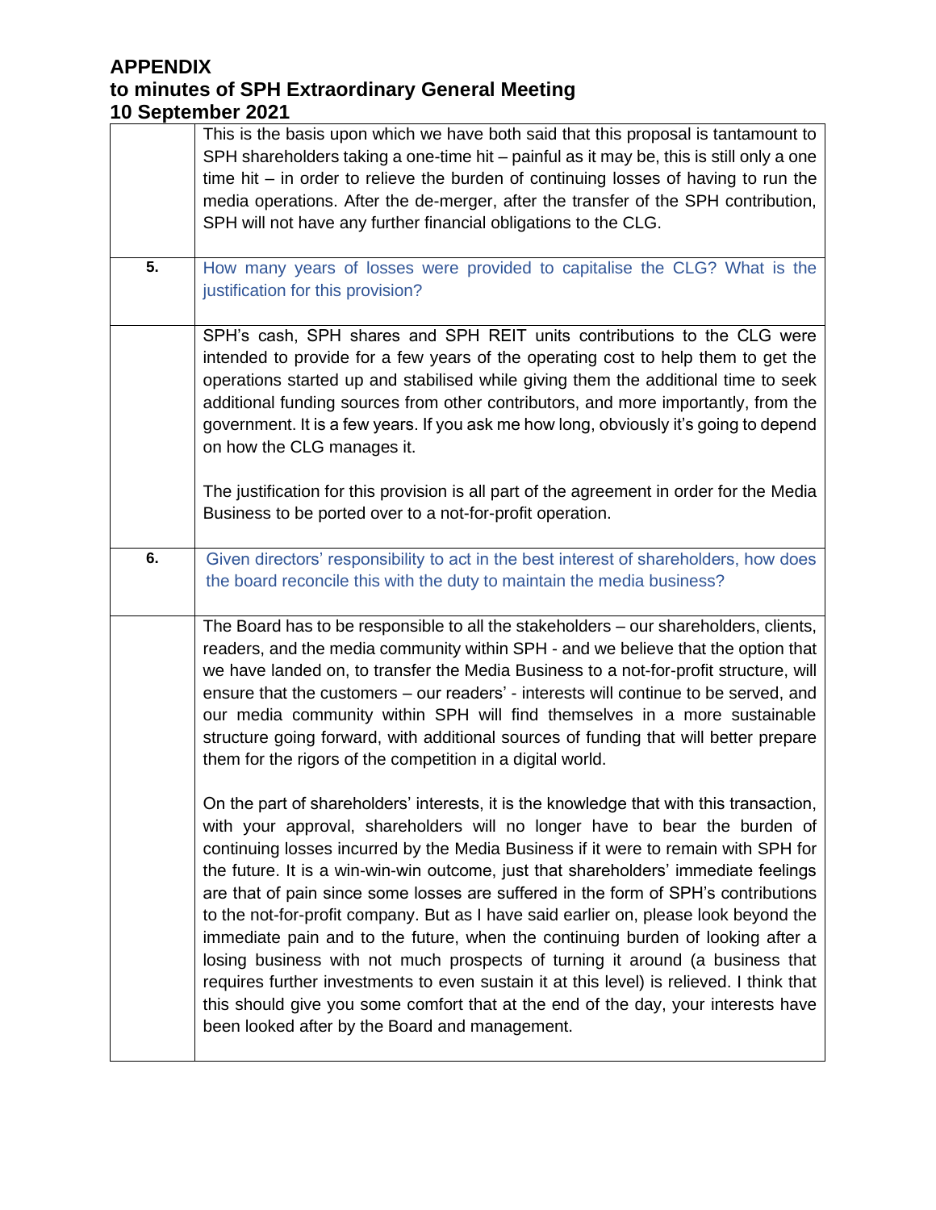# APPENDIX
# to minutes of SPH Extraordinary General Meeting
# 10 September 2021

| | |
|---|---|
| | This is the basis upon which we have both said that this proposal is tantamount to SPH shareholders taking a one-time hit – painful as it may be, this is still only a one time hit – in order to relieve the burden of continuing losses of having to run the media operations. After the de-merger, after the transfer of the SPH contribution, SPH will not have any further financial obligations to the CLG. |
| **5.** | How many years of losses were provided to capitalise the CLG? What is the justification for this provision? |
| | SPH's cash, SPH shares and SPH REIT units contributions to the CLG were intended to provide for a few years of the operating cost to help them to get the operations started up and stabilised while giving them the additional time to seek additional funding sources from other contributors, and more importantly, from the government. It is a few years. If you ask me how long, obviously it's going to depend on how the CLG manages it.<br><br>The justification for this provision is all part of the agreement in order for the Media Business to be ported over to a not-for-profit operation. |
| **6.** | Given directors' responsibility to act in the best interest of shareholders, how does the board reconcile this with the duty to maintain the media business? |
| | The Board has to be responsible to all the stakeholders – our shareholders, clients, readers, and the media community within SPH - and we believe that the option that we have landed on, to transfer the Media Business to a not-for-profit structure, will ensure that the customers – our readers' - interests will continue to be served, and our media community within SPH will find themselves in a more sustainable structure going forward, with additional sources of funding that will better prepare them for the rigors of the competition in a digital world.<br><br>On the part of shareholders' interests, it is the knowledge that with this transaction, with your approval, shareholders will no longer have to bear the burden of continuing losses incurred by the Media Business if it were to remain with SPH for the future. It is a win-win-win outcome, just that shareholders' immediate feelings are that of pain since some losses are suffered in the form of SPH's contributions to the not-for-profit company. But as I have said earlier on, please look beyond the immediate pain and to the future, when the continuing burden of looking after a losing business with not much prospects of turning it around (a business that requires further investments to even sustain it at this level) is relieved. I think that this should give you some comfort that at the end of the day, your interests have been looked after by the Board and management. |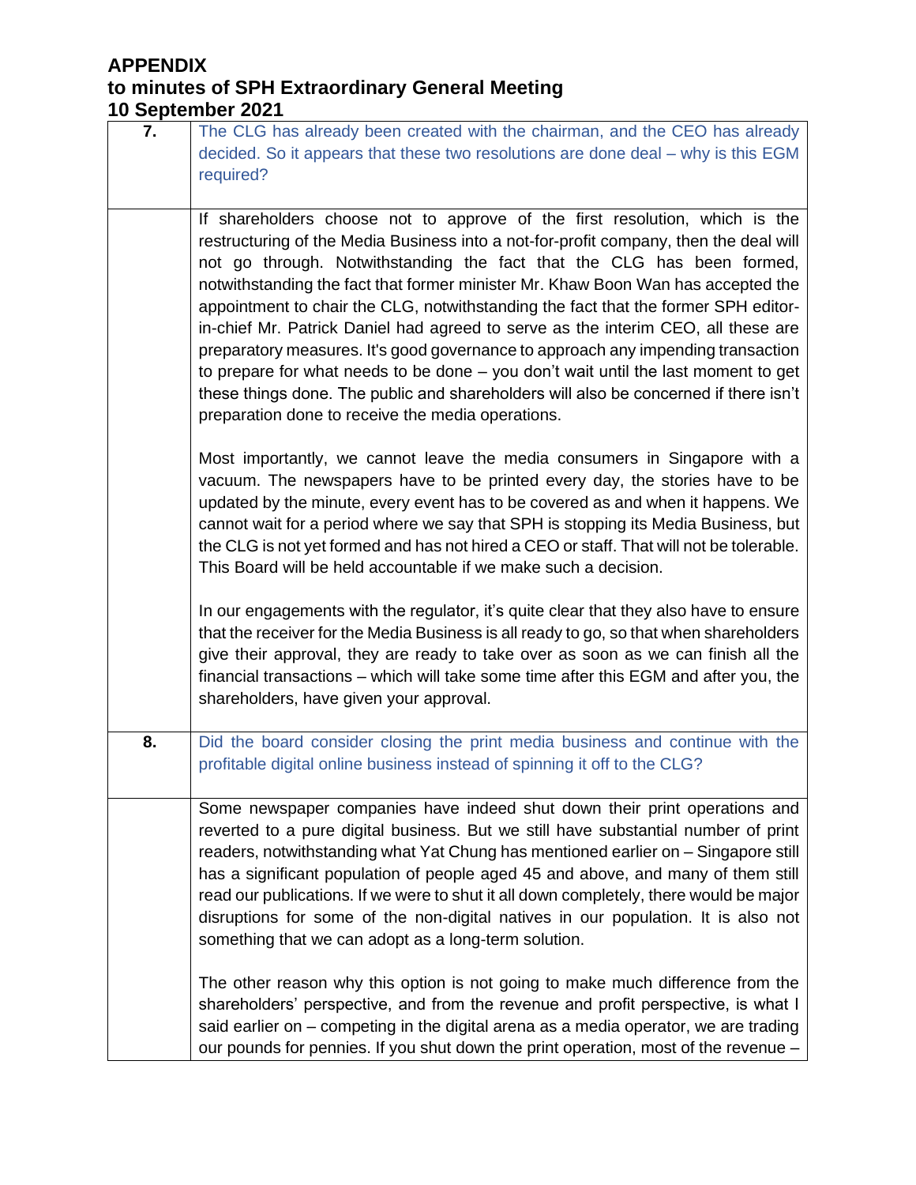**APPENDIX**
**to minutes of SPH Extraordinary General Meeting**
**10 September 2021**

| | |
|---|---|
| **7.** | The CLG has already been created with the chairman, and the CEO has already decided. So it appears that these two resolutions are done deal – why is this EGM required? |
| | If shareholders choose not to approve of the first resolution, which is the restructuring of the Media Business into a not-for-profit company, then the deal will not go through. Notwithstanding the fact that the CLG has been formed, notwithstanding the fact that former minister Mr. Khaw Boon Wan has accepted the appointment to chair the CLG, notwithstanding the fact that the former SPH editor-in-chief Mr. Patrick Daniel had agreed to serve as the interim CEO, all these are preparatory measures. It's good governance to approach any impending transaction to prepare for what needs to be done – you don't wait until the last moment to get these things done. The public and shareholders will also be concerned if there isn't preparation done to receive the media operations.<br><br>Most importantly, we cannot leave the media consumers in Singapore with a vacuum. The newspapers have to be printed every day, the stories have to be updated by the minute, every event has to be covered as and when it happens. We cannot wait for a period where we say that SPH is stopping its Media Business, but the CLG is not yet formed and has not hired a CEO or staff. That will not be tolerable. This Board will be held accountable if we make such a decision.<br><br>In our engagements with the regulator, it's quite clear that they also have to ensure that the receiver for the Media Business is all ready to go, so that when shareholders give their approval, they are ready to take over as soon as we can finish all the financial transactions – which will take some time after this EGM and after you, the shareholders, have given your approval. |
| **8.** | Did the board consider closing the print media business and continue with the profitable digital online business instead of spinning it off to the CLG? |
| | Some newspaper companies have indeed shut down their print operations and reverted to a pure digital business. But we still have substantial number of print readers, notwithstanding what Yat Chung has mentioned earlier on – Singapore still has a significant population of people aged 45 and above, and many of them still read our publications. If we were to shut it all down completely, there would be major disruptions for some of the non-digital natives in our population. It is also not something that we can adopt as a long-term solution.<br><br>The other reason why this option is not going to make much difference from the shareholders' perspective, and from the revenue and profit perspective, is what I said earlier on – competing in the digital arena as a media operator, we are trading our pounds for pennies. If you shut down the print operation, most of the revenue – |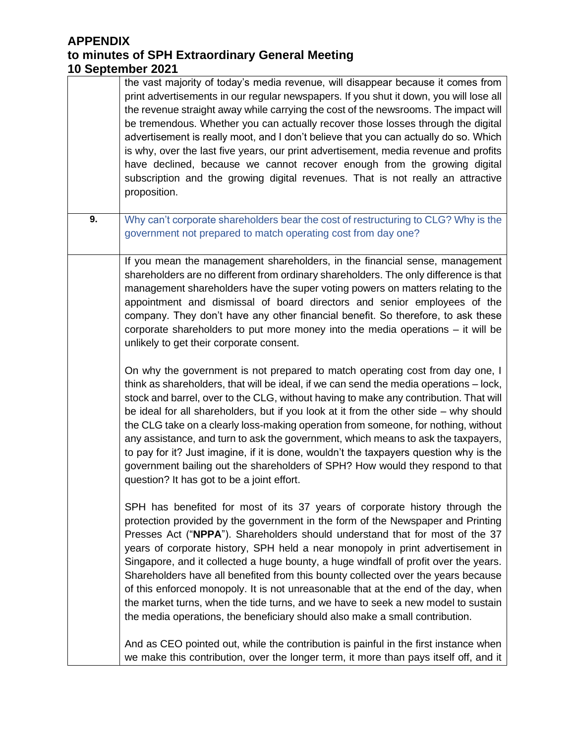# APPENDIX
## to minutes of SPH Extraordinary General Meeting
## 10 September 2021

| | |
|---|---|
| | the vast majority of today's media revenue, will disappear because it comes from print advertisements in our regular newspapers. If you shut it down, you will lose all the revenue straight away while carrying the cost of the newsrooms. The impact will be tremendous. Whether you can actually recover those losses through the digital advertisement is really moot, and I don't believe that you can actually do so. Which is why, over the last five years, our print advertisement, media revenue and profits have declined, because we cannot recover enough from the growing digital subscription and the growing digital revenues. That is not really an attractive proposition. |
| **9.** | Why can't corporate shareholders bear the cost of restructuring to CLG? Why is the government not prepared to match operating cost from day one? |
| | If you mean the management shareholders, in the financial sense, management shareholders are no different from ordinary shareholders. The only difference is that management shareholders have the super voting powers on matters relating to the appointment and dismissal of board directors and senior employees of the company. They don't have any other financial benefit. So therefore, to ask these corporate shareholders to put more money into the media operations – it will be unlikely to get their corporate consent.<br><br>On why the government is not prepared to match operating cost from day one, I think as shareholders, that will be ideal, if we can send the media operations – lock, stock and barrel, over to the CLG, without having to make any contribution. That will be ideal for all shareholders, but if you look at it from the other side – why should the CLG take on a clearly loss-making operation from someone, for nothing, without any assistance, and turn to ask the government, which means to ask the taxpayers, to pay for it? Just imagine, if it is done, wouldn't the taxpayers question why is the government bailing out the shareholders of SPH? How would they respond to that question? It has got to be a joint effort.<br><br>SPH has benefited for most of its 37 years of corporate history through the protection provided by the government in the form of the Newspaper and Printing Presses Act ("**NPPA**"). Shareholders should understand that for most of the 37 years of corporate history, SPH held a near monopoly in print advertisement in Singapore, and it collected a huge bounty, a huge windfall of profit over the years. Shareholders have all benefited from this bounty collected over the years because of this enforced monopoly. It is not unreasonable that at the end of the day, when the market turns, when the tide turns, and we have to seek a new model to sustain the media operations, the beneficiary should also make a small contribution.<br><br>And as CEO pointed out, while the contribution is painful in the first instance when we make this contribution, over the longer term, it more than pays itself off, and it |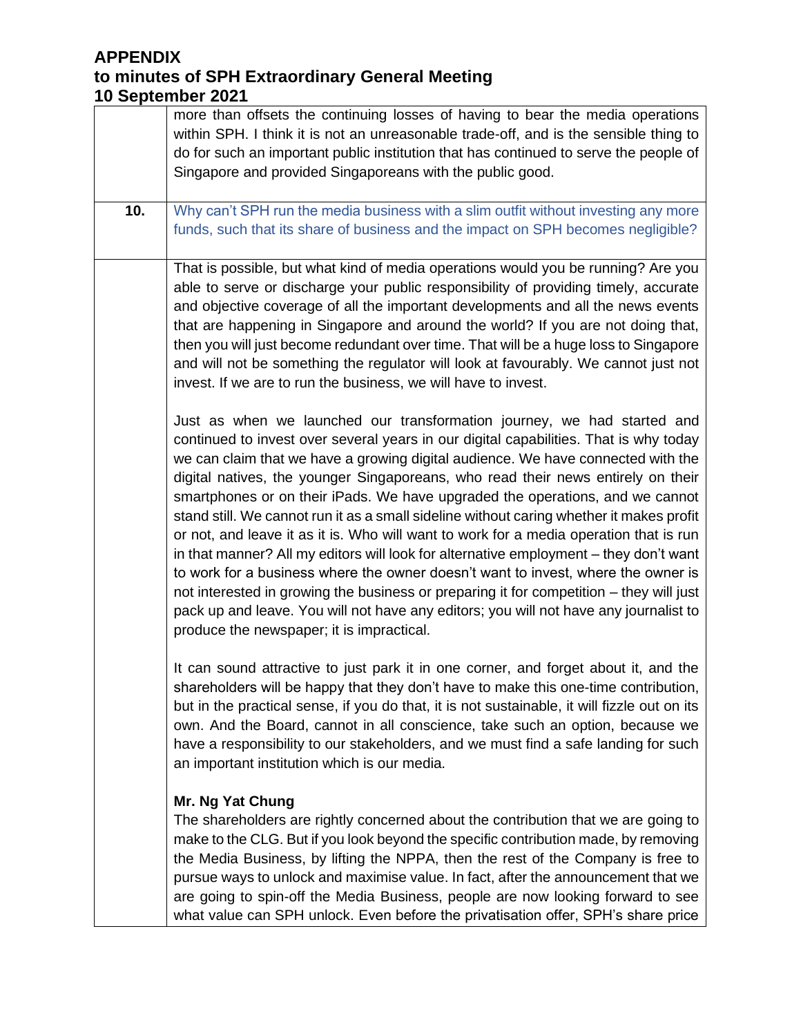more than offsets the continuing losses of having to bear the media operations within SPH. I think it is not an unreasonable trade-off, and is the sensible thing to do for such an important public institution that has continued to serve the people of Singapore and provided Singaporeans with the public good.

| | |
|---|---|
| **10.** | Why can't SPH run the media business with a slim outfit without investing any more funds, such that its share of business and the impact on SPH becomes negligible? |
| | That is possible, but what kind of media operations would you be running? Are you able to serve or discharge your public responsibility of providing timely, accurate and objective coverage of all the important developments and all the news events that are happening in Singapore and around the world? If you are not doing that, then you will just become redundant over time. That will be a huge loss to Singapore and will not be something the regulator will look at favourably. We cannot just not invest. If we are to run the business, we will have to invest.<br><br>Just as when we launched our transformation journey, we had started and continued to invest over several years in our digital capabilities. That is why today we can claim that we have a growing digital audience. We have connected with the digital natives, the younger Singaporeans, who read their news entirely on their smartphones or on their iPads. We have upgraded the operations, and we cannot stand still. We cannot run it as a small sideline without caring whether it makes profit or not, and leave it as it is. Who will want to work for a media operation that is run in that manner? All my editors will look for alternative employment – they don't want to work for a business where the owner doesn't want to invest, where the owner is not interested in growing the business or preparing it for competition – they will just pack up and leave. You will not have any editors; you will not have any journalist to produce the newspaper; it is impractical.<br><br>It can sound attractive to just park it in one corner, and forget about it, and the shareholders will be happy that they don't have to make this one-time contribution, but in the practical sense, if you do that, it is not sustainable, it will fizzle out on its own. And the Board, cannot in all conscience, take such an option, because we have a responsibility to our stakeholders, and we must find a safe landing for such an important institution which is our media.<br><br>**Mr. Ng Yat Chung**<br>The shareholders are rightly concerned about the contribution that we are going to make to the CLG. But if you look beyond the specific contribution made, by removing the Media Business, by lifting the NPPA, then the rest of the Company is free to pursue ways to unlock and maximise value. In fact, after the announcement that we are going to spin-off the Media Business, people are now looking forward to see what value can SPH unlock. Even before the privatisation offer, SPH's share price |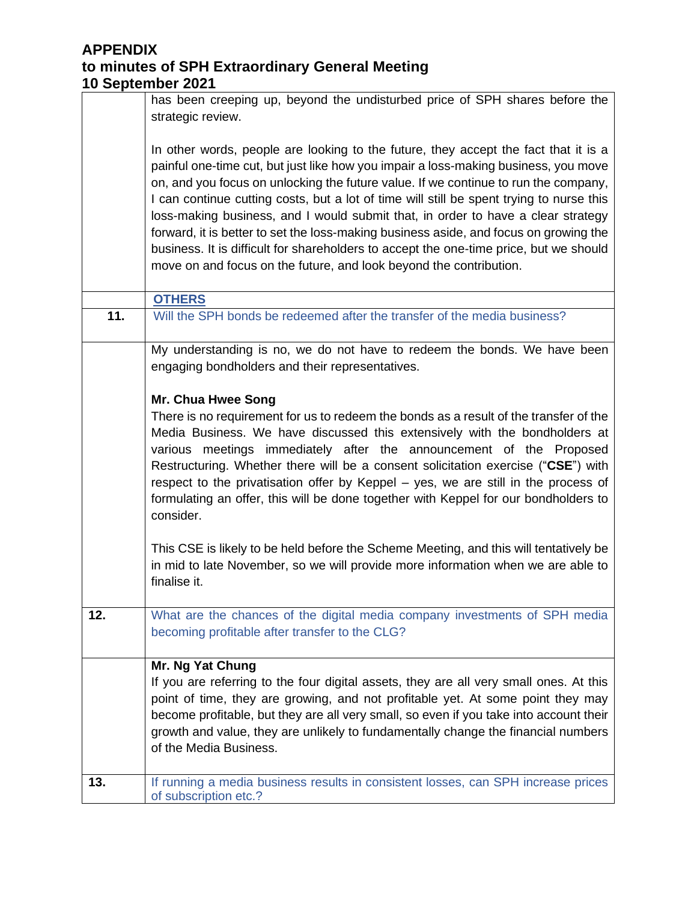| | has been creeping up, beyond the undisturbed price of SPH shares before the strategic review.<br><br>In other words, people are looking to the future, they accept the fact that it is a painful one-time cut, but just like how you impair a loss-making business, you move on, and you focus on unlocking the future value. If we continue to run the company, I can continue cutting costs, but a lot of time will still be spent trying to nurse this loss-making business, and I would submit that, in order to have a clear strategy forward, it is better to set the loss-making business aside, and focus on growing the business. It is difficult for shareholders to accept the one-time price, but we should move on and focus on the future, and look beyond the contribution. |
|---|---|
| | **OTHERS** |
| **11.** | Will the SPH bonds be redeemed after the transfer of the media business? |
| | My understanding is no, we do not have to redeem the bonds. We have been engaging bondholders and their representatives.<br><br>**Mr. Chua Hwee Song**<br>There is no requirement for us to redeem the bonds as a result of the transfer of the Media Business. We have discussed this extensively with the bondholders at various meetings immediately after the announcement of the Proposed Restructuring. Whether there will be a consent solicitation exercise ("**CSE**") with respect to the privatisation offer by Keppel – yes, we are still in the process of formulating an offer, this will be done together with Keppel for our bondholders to consider.<br><br>This CSE is likely to be held before the Scheme Meeting, and this will tentatively be in mid to late November, so we will provide more information when we are able to finalise it. |
| **12.** | What are the chances of the digital media company investments of SPH media becoming profitable after transfer to the CLG? |
| | **Mr. Ng Yat Chung**<br>If you are referring to the four digital assets, they are all very small ones. At this point of time, they are growing, and not profitable yet. At some point they may become profitable, but they are all very small, so even if you take into account their growth and value, they are unlikely to fundamentally change the financial numbers of the Media Business. |
| **13.** | If running a media business results in consistent losses, can SPH increase prices of subscription etc.? |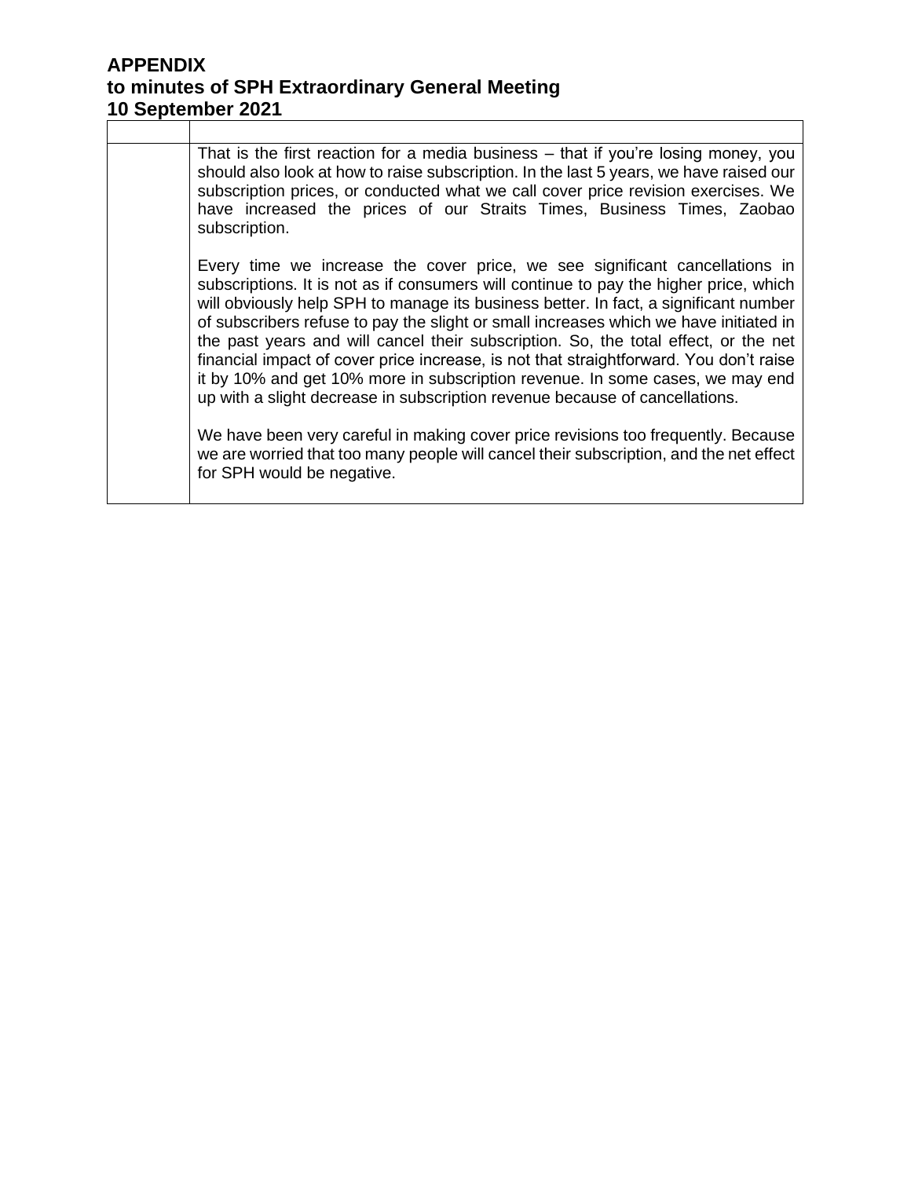**APPENDIX**
**to minutes of SPH Extraordinary General Meeting**
**10 September 2021**

| | |
|---|---|
| | That is the first reaction for a media business – that if you're losing money, you should also look at how to raise subscription. In the last 5 years, we have raised our subscription prices, or conducted what we call cover price revision exercises. We have increased the prices of our Straits Times, Business Times, Zaobao subscription.<br><br>Every time we increase the cover price, we see significant cancellations in subscriptions. It is not as if consumers will continue to pay the higher price, which will obviously help SPH to manage its business better. In fact, a significant number of subscribers refuse to pay the slight or small increases which we have initiated in the past years and will cancel their subscription. So, the total effect, or the net financial impact of cover price increase, is not that straightforward. You don't raise it by 10% and get 10% more in subscription revenue. In some cases, we may end up with a slight decrease in subscription revenue because of cancellations.<br><br>We have been very careful in making cover price revisions too frequently. Because we are worried that too many people will cancel their subscription, and the net effect for SPH would be negative. |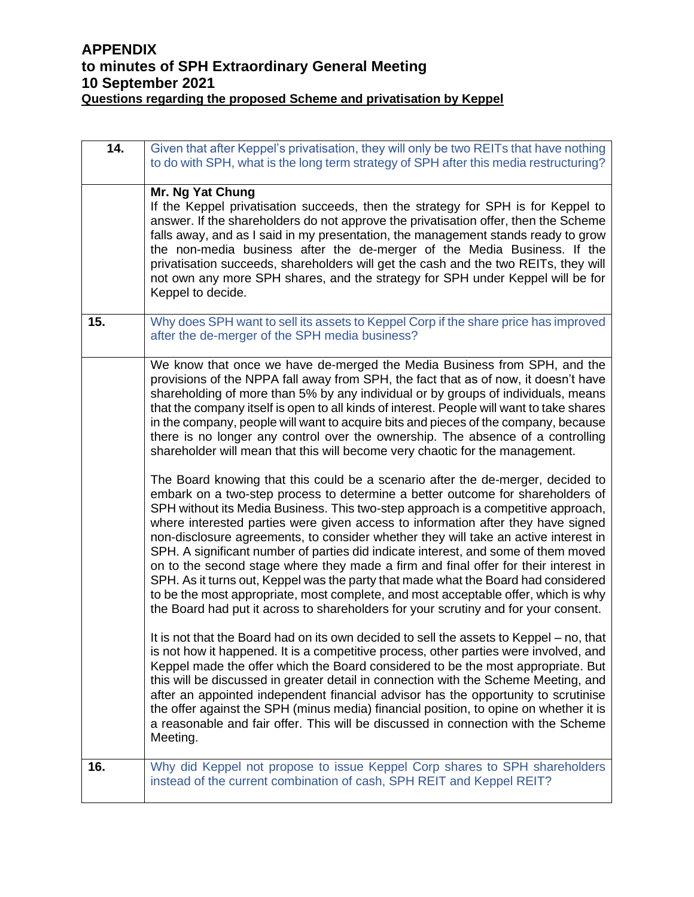# APPENDIX

## to minutes of SPH Extraordinary General Meeting

## 10 September 2021

**Questions regarding the proposed Scheme and privatisation by Keppel**

| | |
|---|---|
| **14.** | Given that after Keppel's privatisation, they will only be two REITs that have nothing to do with SPH, what is the long term strategy of SPH after this media restructuring? |
| | **Mr. Ng Yat Chung**<br>If the Keppel privatisation succeeds, then the strategy for SPH is for Keppel to answer. If the shareholders do not approve the privatisation offer, then the Scheme falls away, and as I said in my presentation, the management stands ready to grow the non-media business after the de-merger of the Media Business. If the privatisation succeeds, shareholders will get the cash and the two REITs, they will not own any more SPH shares, and the strategy for SPH under Keppel will be for Keppel to decide. |
| **15.** | Why does SPH want to sell its assets to Keppel Corp if the share price has improved after the de-merger of the SPH media business? |
| | We know that once we have de-merged the Media Business from SPH, and the provisions of the NPPA fall away from SPH, the fact that as of now, it doesn't have shareholding of more than 5% by any individual or by groups of individuals, means that the company itself is open to all kinds of interest. People will want to take shares in the company, people will want to acquire bits and pieces of the company, because there is no longer any control over the ownership. The absence of a controlling shareholder will mean that this will become very chaotic for the management.<br><br>The Board knowing that this could be a scenario after the de-merger, decided to embark on a two-step process to determine a better outcome for shareholders of SPH without its Media Business. This two-step approach is a competitive approach, where interested parties were given access to information after they have signed non-disclosure agreements, to consider whether they will take an active interest in SPH. A significant number of parties did indicate interest, and some of them moved on to the second stage where they made a firm and final offer for their interest in SPH. As it turns out, Keppel was the party that made what the Board had considered to be the most appropriate, most complete, and most acceptable offer, which is why the Board had put it across to shareholders for your scrutiny and for your consent.<br><br>It is not that the Board had on its own decided to sell the assets to Keppel – no, that is not how it happened. It is a competitive process, other parties were involved, and Keppel made the offer which the Board considered to be the most appropriate. But this will be discussed in greater detail in connection with the Scheme Meeting, and after an appointed independent financial advisor has the opportunity to scrutinise the offer against the SPH (minus media) financial position, to opine on whether it is a reasonable and fair offer. This will be discussed in connection with the Scheme Meeting. |
| **16.** | Why did Keppel not propose to issue Keppel Corp shares to SPH shareholders instead of the current combination of cash, SPH REIT and Keppel REIT? |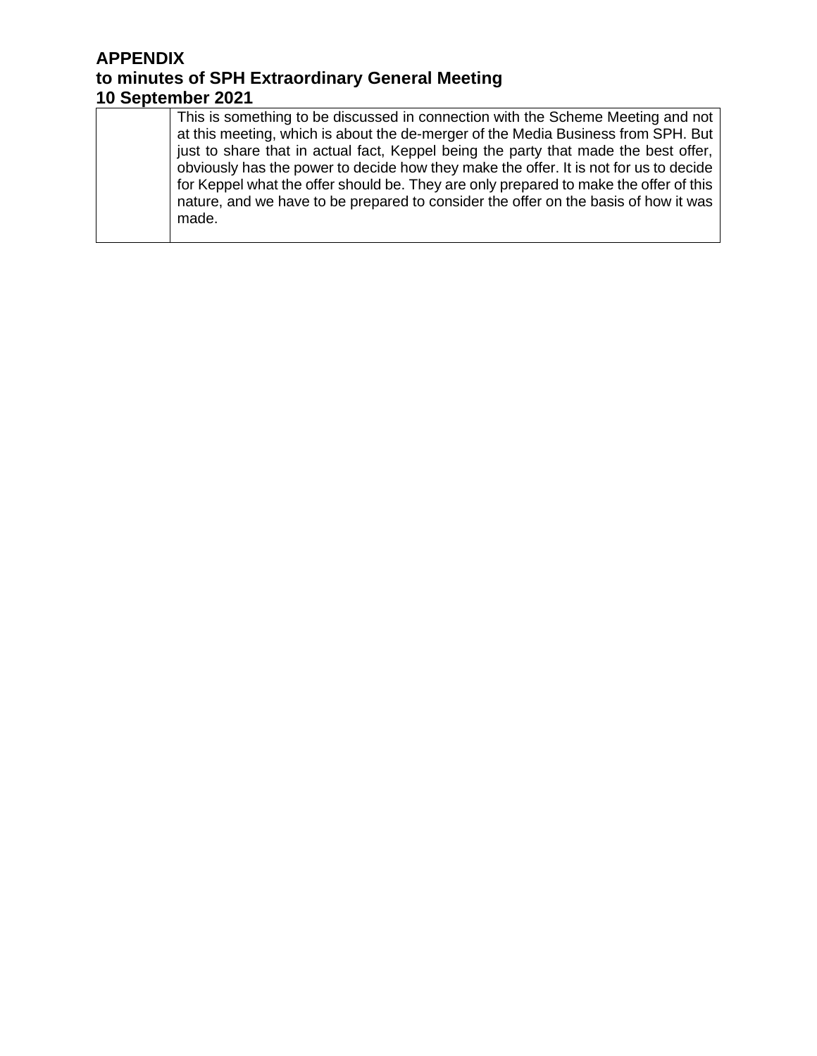**APPENDIX**
**to minutes of SPH Extraordinary General Meeting**
**10 September 2021**

| | |
|---|---|
| | This is something to be discussed in connection with the Scheme Meeting and not at this meeting, which is about the de-merger of the Media Business from SPH. But just to share that in actual fact, Keppel being the party that made the best offer, obviously has the power to decide how they make the offer. It is not for us to decide for Keppel what the offer should be. They are only prepared to make the offer of this nature, and we have to be prepared to consider the offer on the basis of how it was made. |